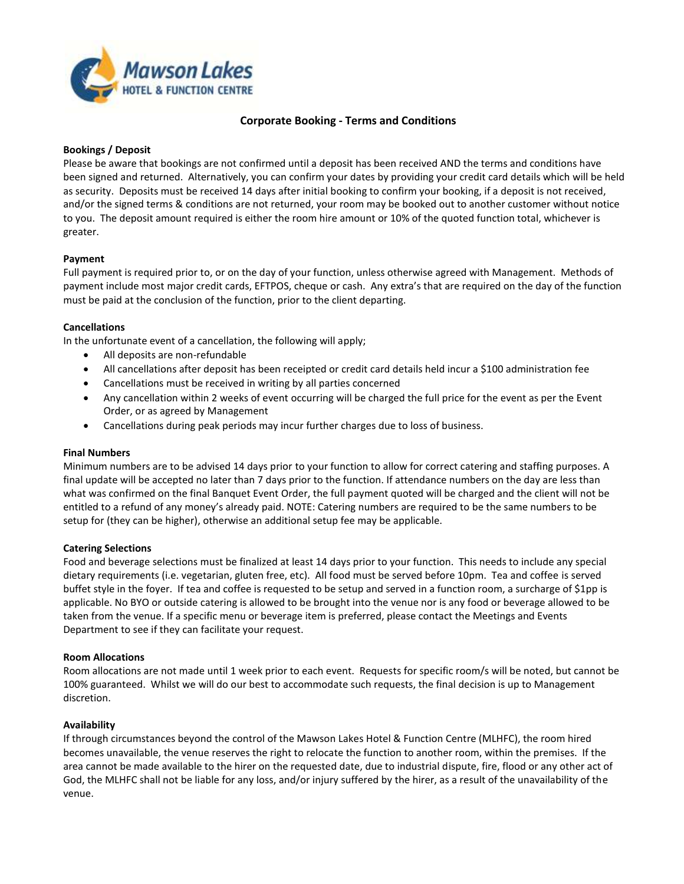# Corporate Booking - Terms and Conditions

### Bookings / Deposit

Please be aware that bookings are not confirmed until a deposit has been received AND the terms and conditions have been signed and returned. Alternatively, you can confirm your dates by providing your credit card details which will be held as security. Deposits must be received 14 days after initial booking to confirm your booking, if a deposit is not received, and/or the signed terms & conditions are not returned, your room may be booked out to another customer without notice to you. The deposit amount required is either the room hire amount or 10% of the quoted function total, whichever is greater.

### Payment

Full payment is required prior to, or on the day of your function, unless otherwise agreed with Management. Methods of payment include most major credit cards, EFTPOS, cheque or cash. Any extra's that are required on the day of the function must be paid at the conclusion of the function, prior to the client departing.

### Cancellations

In the unfortunate event of a cancellation, the following will apply;

- All deposits are non-refundable
- All cancellations after deposit has been receipted or credit card details held incur a $100 administration fee
- Cancellations must be received in writing by all parties concerned
- Any cancellation within 2 weeks of event occurring will be charged the full price for the event as per the Event Order, or as agreed by Management
- Cancellations during peak periods may incur further charges due to loss of business.

### Final Numbers

Minimum numbers are to be advised 14 days prior to your function to allow for correct catering and staffing purposes. A final update will be accepted no later than 7 days prior to the function. If attendance numbers on the day are less than what was confirmed on the final Banquet Event Order, the full payment quoted will be charged and the client will not be entitled to a refund of any money's already paid. NOTE: Catering numbers are required to be the same numbers to be setup for (they can be higher), otherwise an additional setup fee may be applicable.

### Catering Selections

Food and beverage selections must be finalized at least 14 days prior to your function. This needs to include any special dietary requirements (i.e. vegetarian, gluten free, etc). All food must be served before 10pm. Tea and coffee is served buffet style in the foyer. If tea and coffee is requested to be setup and served in a function room, a surcharge of $1pp is applicable. No BYO or outside catering is allowed to be brought into the venue nor is any food or beverage allowed to be taken from the venue. If a specific menu or beverage item is preferred, please contact the Meetings and Events Department to see if they can facilitate your request.

### Room Allocations

Room allocations are not made until 1 week prior to each event. Requests for specific room/s will be noted, but cannot be 100% guaranteed. Whilst we will do our best to accommodate such requests, the final decision is up to Management discretion.

### Availability

If through circumstances beyond the control of the Mawson Lakes Hotel & Function Centre (MLHFC), the room hired becomes unavailable, the venue reserves the right to relocate the function to another room, within the premises. If the area cannot be made available to the hirer on the requested date, due to industrial dispute, fire, flood or any other act of God, the MLHFC shall not be liable for any loss, and/or injury suffered by the hirer, as a result of the unavailability of the venue.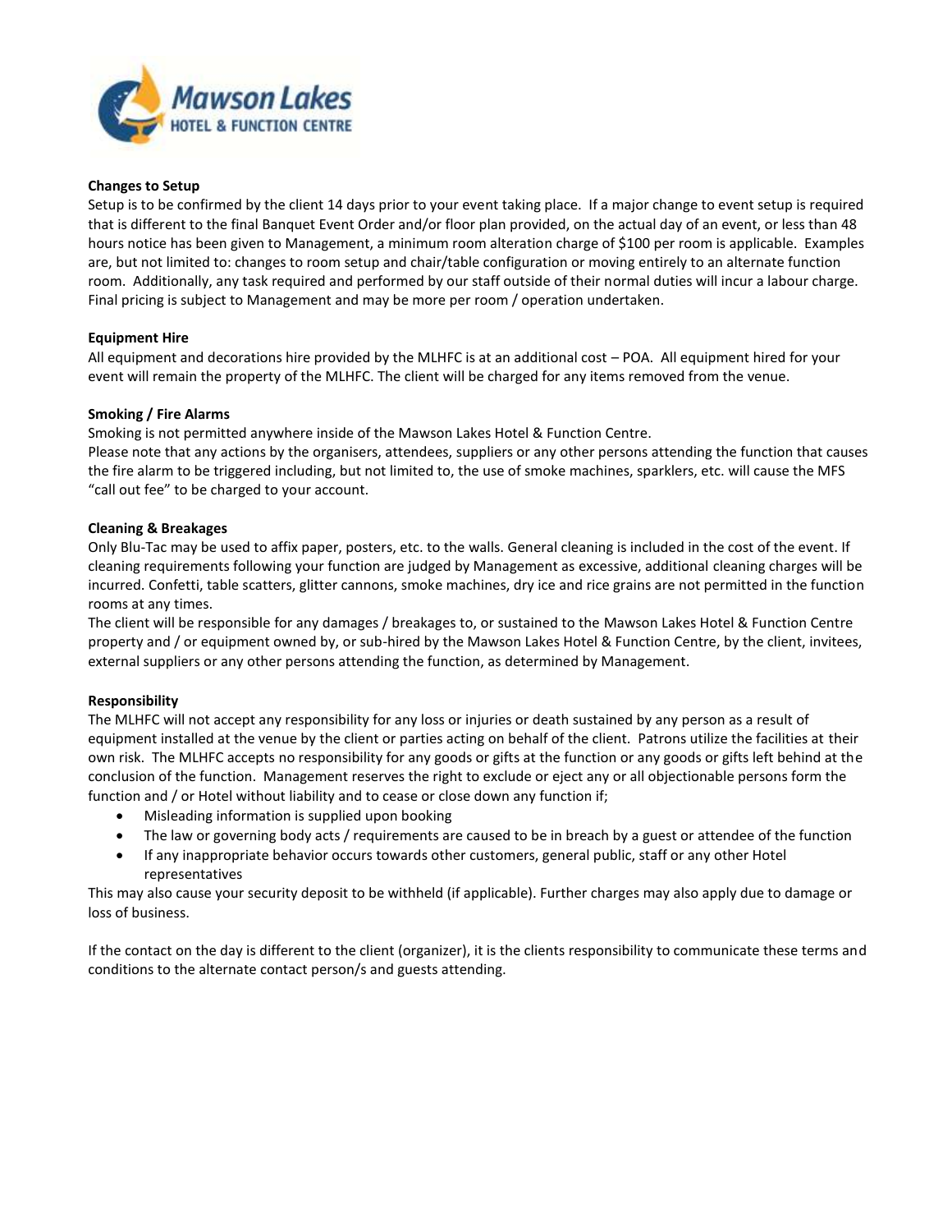**Changes to Setup**

Setup is to be confirmed by the client 14 days prior to your event taking place. If a major change to event setup is required that is different to the final Banquet Event Order and/or floor plan provided, on the actual day of an event, or less than 48 hours notice has been given to Management, a minimum room alteration charge of $100 per room is applicable. Examples are, but not limited to: changes to room setup and chair/table configuration or moving entirely to an alternate function room. Additionally, any task required and performed by our staff outside of their normal duties will incur a labour charge. Final pricing is subject to Management and may be more per room / operation undertaken.

**Equipment Hire**

All equipment and decorations hire provided by the MLHFC is at an additional cost – POA. All equipment hired for your event will remain the property of the MLHFC. The client will be charged for any items removed from the venue.

**Smoking / Fire Alarms**

Smoking is not permitted anywhere inside of the Mawson Lakes Hotel & Function Centre.
Please note that any actions by the organisers, attendees, suppliers or any other persons attending the function that causes the fire alarm to be triggered including, but not limited to, the use of smoke machines, sparklers, etc. will cause the MFS "call out fee" to be charged to your account.

**Cleaning & Breakages**

Only Blu-Tac may be used to affix paper, posters, etc. to the walls. General cleaning is included in the cost of the event. If cleaning requirements following your function are judged by Management as excessive, additional cleaning charges will be incurred. Confetti, table scatters, glitter cannons, smoke machines, dry ice and rice grains are not permitted in the function rooms at any times.
The client will be responsible for any damages / breakages to, or sustained to the Mawson Lakes Hotel & Function Centre property and / or equipment owned by, or sub-hired by the Mawson Lakes Hotel & Function Centre, by the client, invitees, external suppliers or any other persons attending the function, as determined by Management.

**Responsibility**

The MLHFC will not accept any responsibility for any loss or injuries or death sustained by any person as a result of equipment installed at the venue by the client or parties acting on behalf of the client. Patrons utilize the facilities at their own risk. The MLHFC accepts no responsibility for any goods or gifts at the function or any goods or gifts left behind at the conclusion of the function. Management reserves the right to exclude or eject any or all objectionable persons form the function and / or Hotel without liability and to cease or close down any function if;

- Misleading information is supplied upon booking
- The law or governing body acts / requirements are caused to be in breach by a guest or attendee of the function
- If any inappropriate behavior occurs towards other customers, general public, staff or any other Hotel representatives

This may also cause your security deposit to be withheld (if applicable). Further charges may also apply due to damage or loss of business.

If the contact on the day is different to the client (organizer), it is the clients responsibility to communicate these terms and conditions to the alternate contact person/s and guests attending.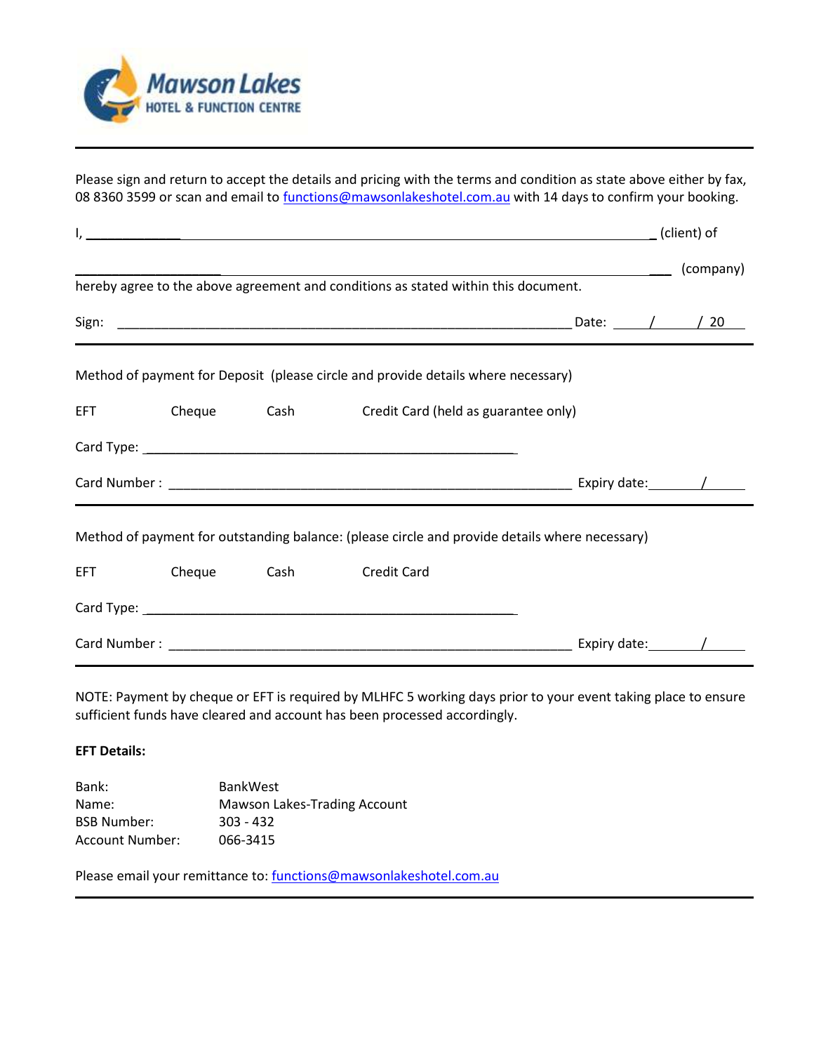Mawson Lakes HOTEL & FUNCTION CENTRE

---

Please sign and return to accept the details and pricing with the terms and condition as state above either by fax, 08 8360 3599 or scan and email to functions@mawsonlakeshotel.com.au with 14 days to confirm your booking.

I, ______________________________________________________________________________ (client) of

_________________________________________________________________________________ (company)

hereby agree to the above agreement and conditions as stated within this document.

Sign: ____________________________________________________________ Date: ____/_____/ 20___

---

Method of payment for Deposit (please circle and provide details where necessary)

EFT Cheque Cash Credit Card (held as guarantee only)

Card Type: _________________________________________________

Card Number : _____________________________________________________ Expiry date:______/_____

---

Method of payment for outstanding balance: (please circle and provide details where necessary)

EFT Cheque Cash Credit Card

Card Type: _________________________________________________

Card Number : _____________________________________________________ Expiry date:______/_____

---

NOTE: Payment by cheque or EFT is required by MLHFC 5 working days prior to your event taking place to ensure sufficient funds have cleared and account has been processed accordingly.

**EFT Details:**

| | |
|---|---|
| Bank: | BankWest |
| Name: | Mawson Lakes-Trading Account |
| BSB Number: | 303 - 432 |
| Account Number: | 066-3415 |

Please email your remittance to: functions@mawsonlakeshotel.com.au